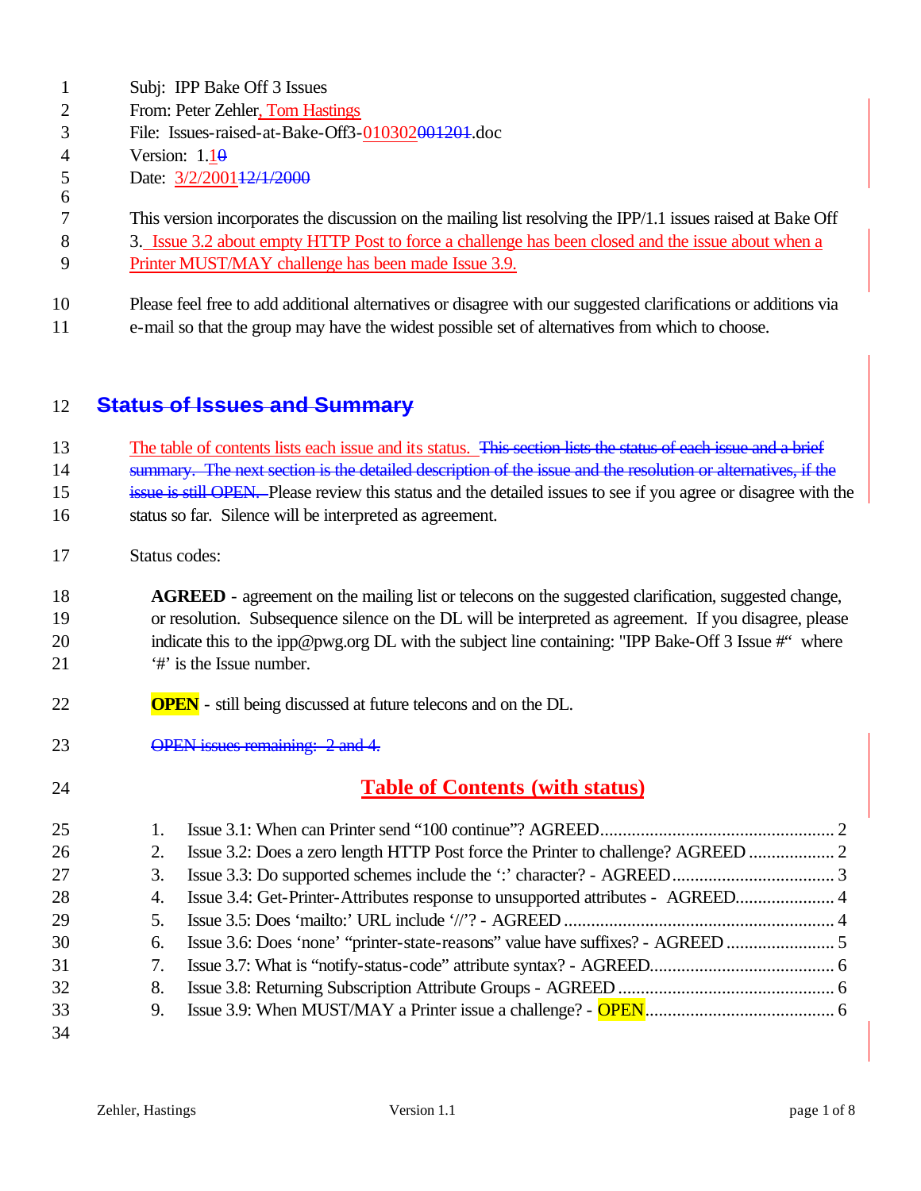Subj: IPP Bake Off 3 Issues

From: Peter Zehler, Tom Hastings

File: Issues-raised-at-Bake-Off3-010302001201.doc

Version: 1.10

Date: 3/2/200112/1/2000

This version incorporates the discussion on the mailing list resolving the IPP/1.1 issues raised at Bake Off 3. Issue 3.2 about empty HTTP Post to force a challenge has been closed and the issue about when a Printer MUST/MAY challenge has been made Issue 3.9.

Please feel free to add additional alternatives or disagree with our suggested clarifications or additions via e-mail so that the group may have the widest possible set of alternatives from which to choose.

## Status of Issues and Summary

The table of contents lists each issue and its status. This section lists the status of each issue and a brief summary. The next section is the detailed description of the issue and the resolution or alternatives, if the issue is still OPEN. Please review this status and the detailed issues to see if you agree or disagree with the status so far. Silence will be interpreted as agreement.

Status codes:

**AGREED** - agreement on the mailing list or telecons on the suggested clarification, suggested change, or resolution. Subsequence silence on the DL will be interpreted as agreement. If you disagree, please indicate this to the ipp@pwg.org DL with the subject line containing: "IPP Bake-Off 3 Issue #" where '#' is the Issue number.

**OPEN** - still being discussed at future telecons and on the DL.

OPEN issues remaining: 2 and 4.

## Table of Contents (with status)

1. Issue 3.1: When can Printer send "100 continue"? AGREED .......... 2
2. Issue 3.2: Does a zero length HTTP Post force the Printer to challenge? AGREED .......... 2
3. Issue 3.3: Do supported schemes include the ':' character? - AGREED .......... 3
4. Issue 3.4: Get-Printer-Attributes response to unsupported attributes - AGREED .......... 4
5. Issue 3.5: Does 'mailto:' URL include '//'? - AGREED .......... 4
6. Issue 3.6: Does 'none' "printer-state-reasons" value have suffixes? - AGREED .......... 5
7. Issue 3.7: What is "notify-status-code" attribute syntax? - AGREED .......... 6
8. Issue 3.8: Returning Subscription Attribute Groups - AGREED .......... 6
9. Issue 3.9: When MUST/MAY a Printer issue a challenge? - OPEN .......... 6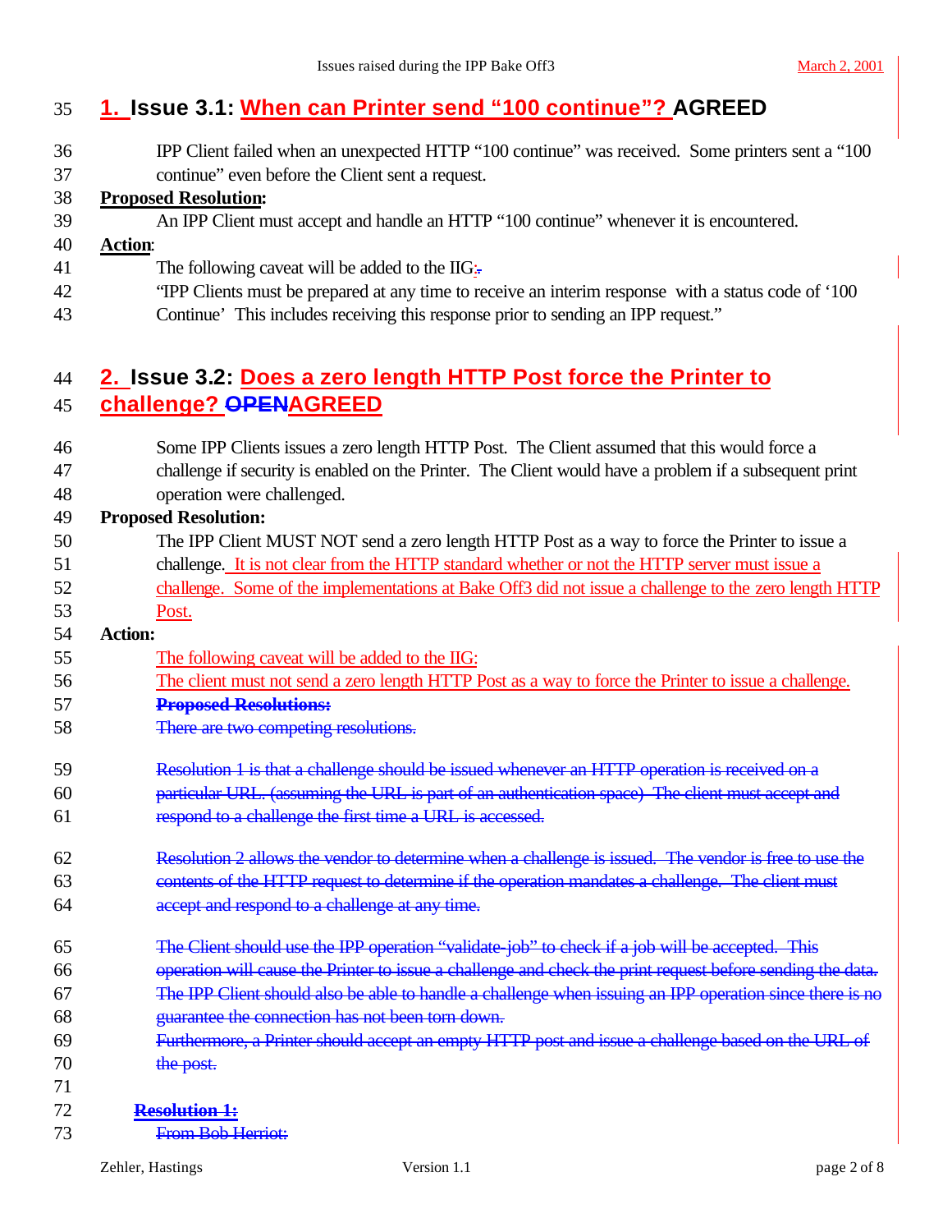# 1. Issue 3.1: When can Printer send "100 continue"? AGREED

IPP Client failed when an unexpected HTTP "100 continue" was received. Some printers sent a "100 continue" even before the Client sent a request.

**Proposed Resolution:**

An IPP Client must accept and handle an HTTP "100 continue" whenever it is encountered.

**Action:**

The following caveat will be added to the IIG:

"IPP Clients must be prepared at any time to receive an interim response with a status code of '100 Continue' This includes receiving this response prior to sending an IPP request."

# 2. Issue 3.2: Does a zero length HTTP Post force the Printer to challenge? ~~OPEN~~AGREED

Some IPP Clients issues a zero length HTTP Post. The Client assumed that this would force a challenge if security is enabled on the Printer. The Client would have a problem if a subsequent print operation were challenged.

**Proposed Resolution:**

The IPP Client MUST NOT send a zero length HTTP Post as a way to force the Printer to issue a challenge. It is not clear from the HTTP standard whether or not the HTTP server must issue a challenge. Some of the implementations at Bake Off3 did not issue a challenge to the zero length HTTP Post.

**Action:**

The following caveat will be added to the IIG:

The client must not send a zero length HTTP Post as a way to force the Printer to issue a challenge.

~~**Proposed Resolutions:**~~

~~There are two competing resolutions.~~

~~Resolution 1 is that a challenge should be issued whenever an HTTP operation is received on a particular URL. (assuming the URL is part of an authentication space) The client must accept and respond to a challenge the first time a URL is accessed.~~

~~Resolution 2 allows the vendor to determine when a challenge is issued. The vendor is free to use the contents of the HTTP request to determine if the operation mandates a challenge. The client must accept and respond to a challenge at any time.~~

~~The Client should use the IPP operation "validate-job" to check if a job will be accepted. This operation will cause the Printer to issue a challenge and check the print request before sending the data. The IPP Client should also be able to handle a challenge when issuing an IPP operation since there is no guarantee the connection has not been torn down.~~

~~Furthermore, a Printer should accept an empty HTTP post and issue a challenge based on the URL of the post.~~

~~**Resolution 1:**~~

~~From Bob Herriot:~~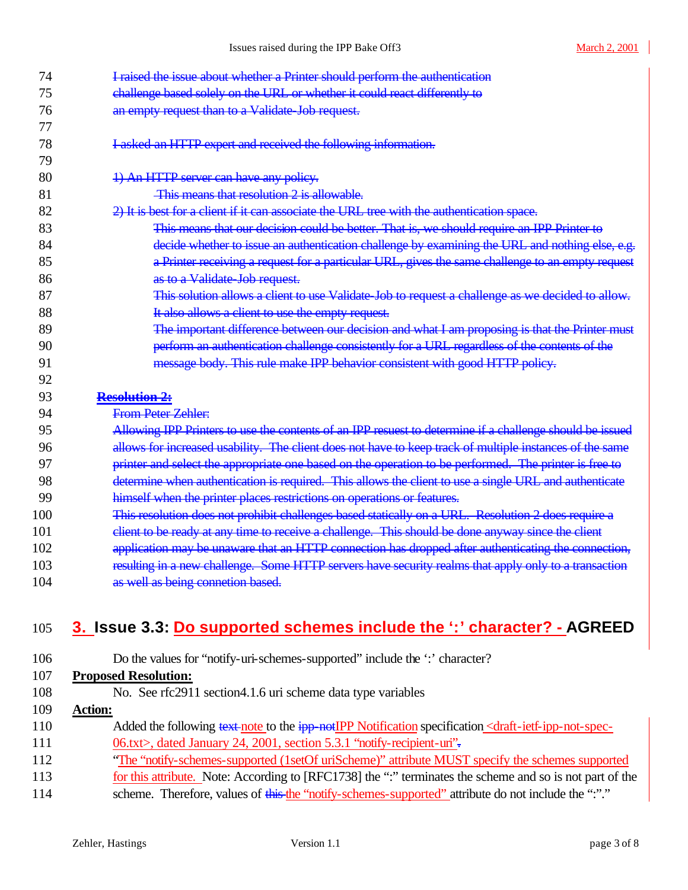I raised the issue about whether a Printer should perform the authentication challenge based solely on the URL or whether it could react differently to an empty request than to a Validate-Job request.

I asked an HTTP expert and received the following information.

1) An HTTP server can have any policy.
   This means that resolution 2 is allowable.

2) It is best for a client if it can associate the URL tree with the authentication space.
   This means that our decision could be better. That is, we should require an IPP Printer to decide whether to issue an authentication challenge by examining the URL and nothing else, e.g. a Printer receiving a request for a particular URL, gives the same challenge to an empty request as to a Validate-Job request.
   This solution allows a client to use Validate-Job to request a challenge as we decided to allow. It also allows a client to use the empty request.
   The important difference between our decision and what I am proposing is that the Printer must perform an authentication challenge consistently for a URL regardless of the contents of the message body. This rule make IPP behavior consistent with good HTTP policy.

**Resolution 2:**

From Peter Zehler:

Allowing IPP Printers to use the contents of an IPP resuest to determine if a challenge should be issued allows for increased usability. The client does not have to keep track of multiple instances of the same printer and select the appropriate one based on the operation to be performed. The printer is free to determine when authentication is required. This allows the client to use a single URL and authenticate himself when the printer places restrictions on operations or features.

This resolution does not prohibit challenges based statically on a URL. Resolution 2 does require a client to be ready at any time to receive a challenge. This should be done anyway since the client application may be unaware that an HTTP connection has dropped after authenticating the connection, resulting in a new challenge. Some HTTP servers have security realms that apply only to a transaction as well as being connetion based.

## 3. Issue 3.3: Do supported schemes include the ':' character? - AGREED

Do the values for "notify-uri-schemes-supported" include the ':' character?

**Proposed Resolution:**

No. See rfc2911 section4.1.6 uri scheme data type variables

**Action:**

Added the following note to the IPP Notification specification <draft-ietf-ipp-not-spec-06.txt>, dated January 24, 2001, section 5.3.1 "notify-recipient-uri".

"The "notify-schemes-supported (1setOf uriScheme)" attribute MUST specify the schemes supported for this attribute. Note: According to [RFC1738] the ":" terminates the scheme and so is not part of the scheme. Therefore, values of the "notify-schemes-supported" attribute do not include the ":"."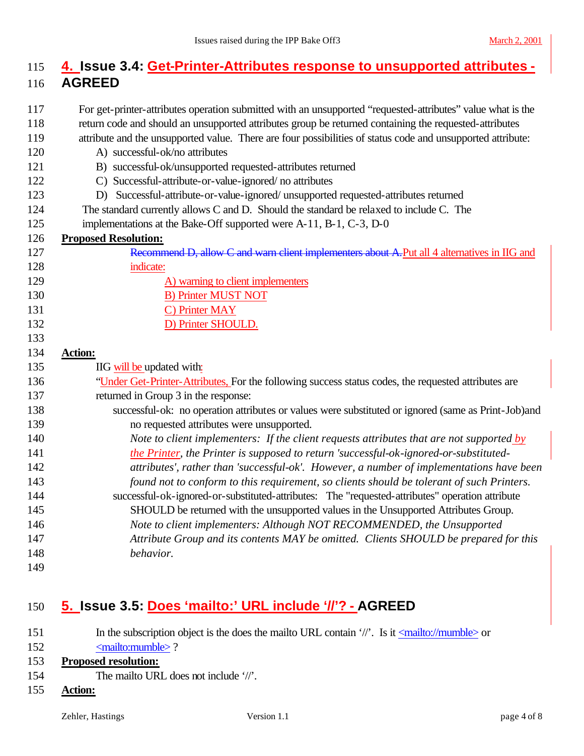## 4. Issue 3.4: Get-Printer-Attributes response to unsupported attributes - AGREED

For get-printer-attributes operation submitted with an unsupported "requested-attributes" value what is the return code and should an unsupported attributes group be returned containing the requested-attributes attribute and the unsupported value. There are four possibilities of status code and unsupported attribute:

A) successful-ok/no attributes
B) successful-ok/unsupported requested-attributes returned
C) Successful-attribute-or-value-ignored/ no attributes
D) Successful-attribute-or-value-ignored/ unsupported requested-attributes returned

The standard currently allows C and D. Should the standard be relaxed to include C. The implementations at the Bake-Off supported were A-11, B-1, C-3, D-0

**Proposed Resolution:**

~~Recommend D, allow C and warn client implementers about A.~~Put all 4 alternatives in IIG and indicate:

A) warning to client implementers
B) Printer MUST NOT
C) Printer MAY
D) Printer SHOULD.

**Action:**

IIG will be updated with:

"Under Get-Printer-Attributes, For the following success status codes, the requested attributes are returned in Group 3 in the response:

successful-ok: no operation attributes or values were substituted or ignored (same as Print-Job)and no requested attributes were unsupported.

*Note to client implementers: If the client requests attributes that are not supported by the Printer, the Printer is supposed to return 'successful-ok-ignored-or-substituted-attributes', rather than 'successful-ok'. However, a number of implementations have been found not to conform to this requirement, so clients should be tolerant of such Printers.*

successful-ok-ignored-or-substituted-attributes: The "requested-attributes" operation attribute SHOULD be returned with the unsupported values in the Unsupported Attributes Group.

*Note to client implementers: Although NOT RECOMMENDED, the Unsupported Attribute Group and its contents MAY be omitted. Clients SHOULD be prepared for this behavior.*

## 5. Issue 3.5: Does 'mailto:' URL include '//'? - AGREED

In the subscription object is the does the mailto URL contain '//'. Is it <mailto://mumble> or <mailto:mumble> ?

**Proposed resolution:**

The mailto URL does not include '//'.

**Action:**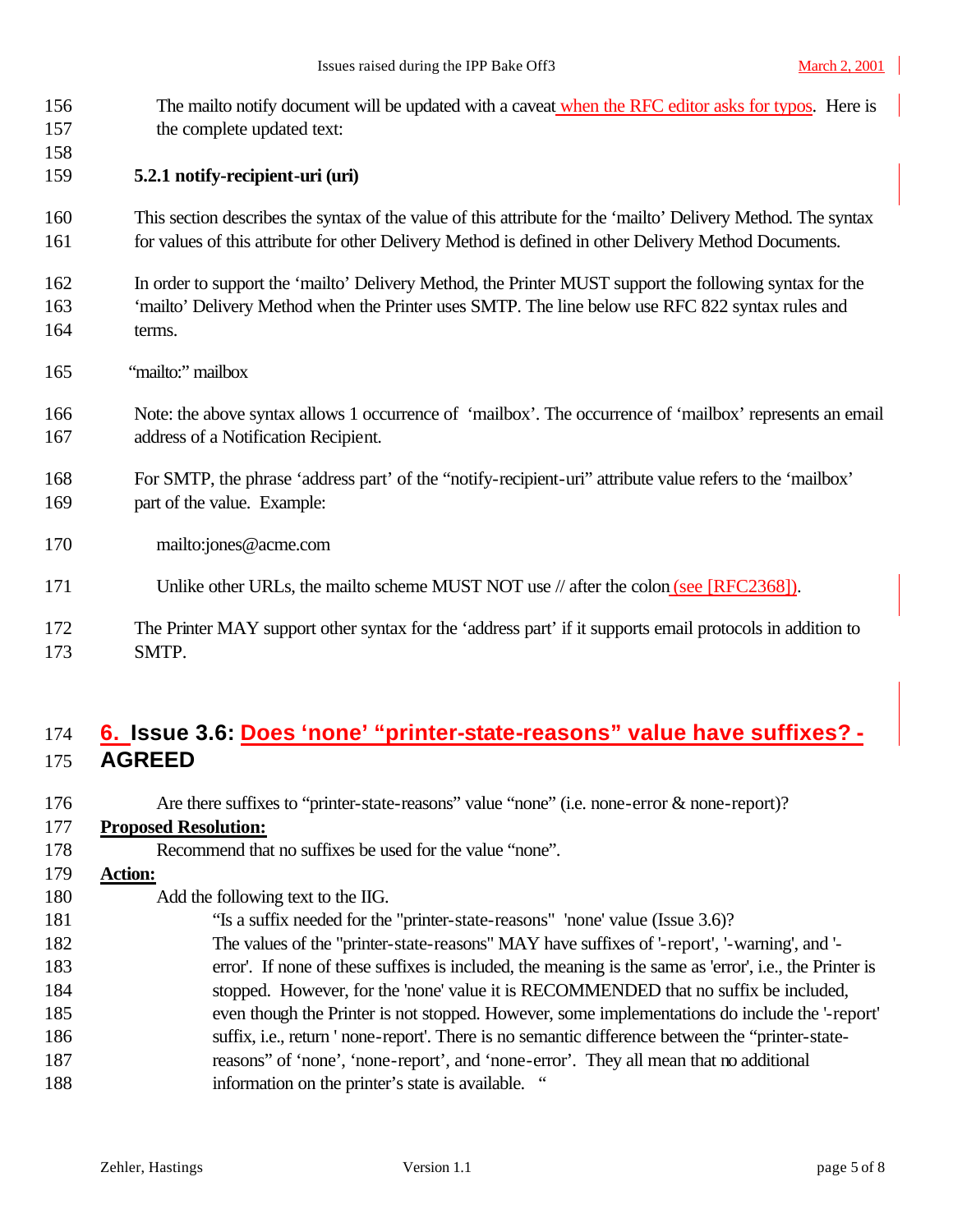The mailto notify document will be updated with a caveat when the RFC editor asks for typos. Here is the complete updated text:

**5.2.1 notify-recipient-uri (uri)**

This section describes the syntax of the value of this attribute for the 'mailto' Delivery Method. The syntax for values of this attribute for other Delivery Method is defined in other Delivery Method Documents.

In order to support the 'mailto' Delivery Method, the Printer MUST support the following syntax for the 'mailto' Delivery Method when the Printer uses SMTP. The line below use RFC 822 syntax rules and terms.

"mailto:" mailbox

Note: the above syntax allows 1 occurrence of 'mailbox'. The occurrence of 'mailbox' represents an email address of a Notification Recipient.

For SMTP, the phrase 'address part' of the "notify-recipient-uri" attribute value refers to the 'mailbox' part of the value. Example:

mailto:jones@acme.com

Unlike other URLs, the mailto scheme MUST NOT use // after the colon (see [RFC2368]).

The Printer MAY support other syntax for the 'address part' if it supports email protocols in addition to SMTP.

# 6. Issue 3.6: Does 'none' "printer-state-reasons" value have suffixes? - AGREED

Are there suffixes to "printer-state-reasons" value "none" (i.e. none-error & none-report)?

**Proposed Resolution:**

Recommend that no suffixes be used for the value "none".

**Action:**

Add the following text to the IIG.

> "Is a suffix needed for the "printer-state-reasons" 'none' value (Issue 3.6)?
> The values of the "printer-state-reasons" MAY have suffixes of '-report', '-warning', and '-error'. If none of these suffixes is included, the meaning is the same as 'error', i.e., the Printer is stopped. However, for the 'none' value it is RECOMMENDED that no suffix be included, even though the Printer is not stopped. However, some implementations do include the '-report' suffix, i.e., return ' none-report'. There is no semantic difference between the "printer-state-reasons" of 'none', 'none-report', and 'none-error'. They all mean that no additional information on the printer's state is available. "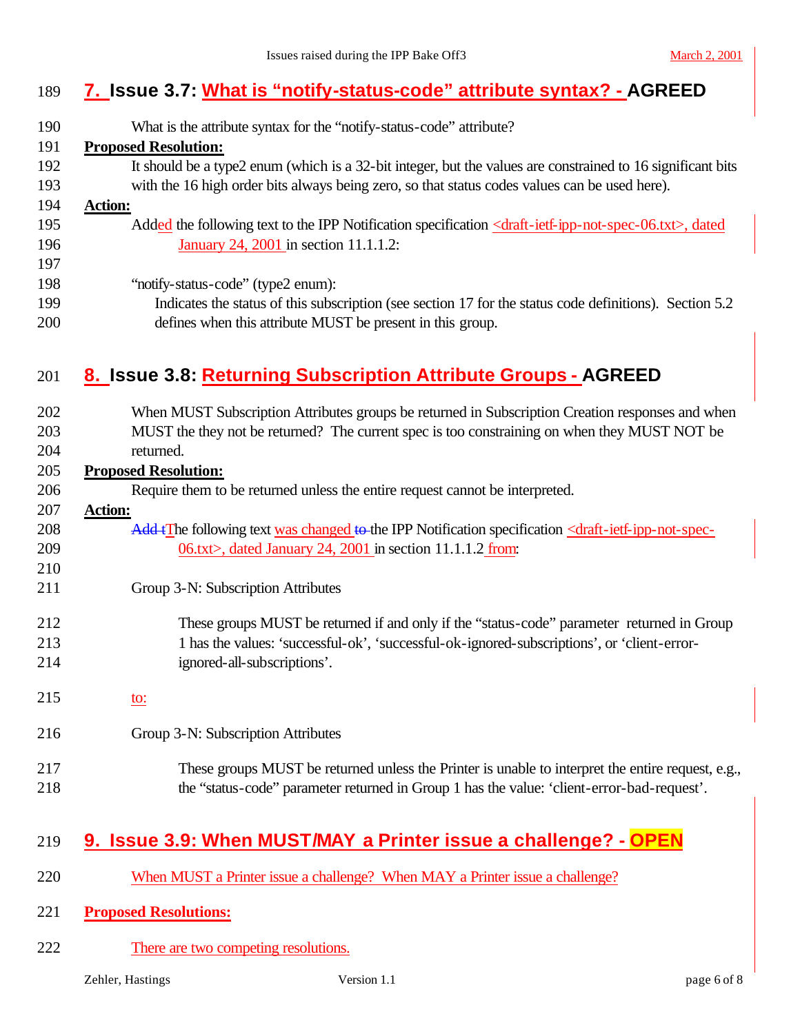## 7. Issue 3.7: What is "notify-status-code" attribute syntax? - AGREED

What is the attribute syntax for the "notify-status-code" attribute?

**Proposed Resolution:**

It should be a type2 enum (which is a 32-bit integer, but the values are constrained to 16 significant bits with the 16 high order bits always being zero, so that status codes values can be used here).

**Action:**

Added the following text to the IPP Notification specification <draft-ietf-ipp-not-spec-06.txt>, dated January 24, 2001 in section 11.1.1.2:

"notify-status-code" (type2 enum):

Indicates the status of this subscription (see section 17 for the status code definitions). Section 5.2 defines when this attribute MUST be present in this group.

## 8. Issue 3.8: Returning Subscription Attribute Groups - AGREED

When MUST Subscription Attributes groups be returned in Subscription Creation responses and when MUST the they not be returned? The current spec is too constraining on when they MUST NOT be returned.

**Proposed Resolution:**

Require them to be returned unless the entire request cannot be interpreted.

**Action:**

~~Add t~~The following text was changed ~~to~~ the IPP Notification specification <draft-ietf-ipp-not-spec-06.txt>, dated January 24, 2001 in section 11.1.1.2 from:

Group 3-N: Subscription Attributes

These groups MUST be returned if and only if the "status-code" parameter returned in Group 1 has the values: 'successful-ok', 'successful-ok-ignored-subscriptions', or 'client-error-ignored-all-subscriptions'.

to:

Group 3-N: Subscription Attributes

These groups MUST be returned unless the Printer is unable to interpret the entire request, e.g., the "status-code" parameter returned in Group 1 has the value: 'client-error-bad-request'.

## 9. Issue 3.9: When MUST/MAY a Printer issue a challenge? - OPEN

When MUST a Printer issue a challenge? When MAY a Printer issue a challenge?

**Proposed Resolutions:**

There are two competing resolutions.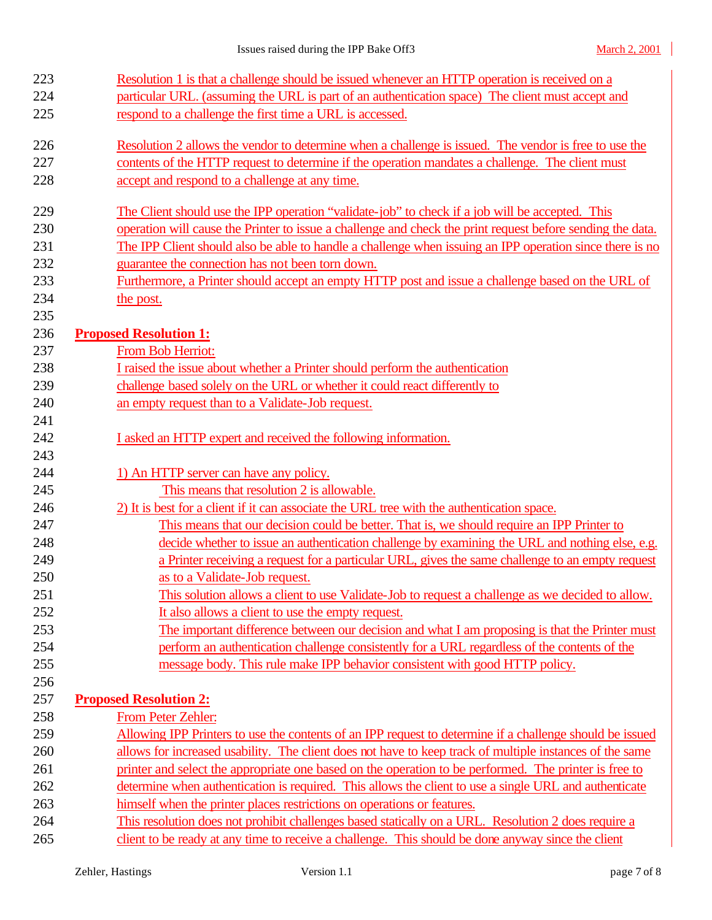Resolution 1 is that a challenge should be issued whenever an HTTP operation is received on a particular URL. (assuming the URL is part of an authentication space) The client must accept and respond to a challenge the first time a URL is accessed.

Resolution 2 allows the vendor to determine when a challenge is issued. The vendor is free to use the contents of the HTTP request to determine if the operation mandates a challenge. The client must accept and respond to a challenge at any time.

The Client should use the IPP operation "validate-job" to check if a job will be accepted. This operation will cause the Printer to issue a challenge and check the print request before sending the data. The IPP Client should also be able to handle a challenge when issuing an IPP operation since there is no guarantee the connection has not been torn down.
Furthermore, a Printer should accept an empty HTTP post and issue a challenge based on the URL of the post.

**Proposed Resolution 1:**

From Bob Herriot:
I raised the issue about whether a Printer should perform the authentication challenge based solely on the URL or whether it could react differently to an empty request than to a Validate-Job request.

I asked an HTTP expert and received the following information.

1) An HTTP server can have any policy.
   This means that resolution 2 is allowable.
2) It is best for a client if it can associate the URL tree with the authentication space.
   This means that our decision could be better. That is, we should require an IPP Printer to decide whether to issue an authentication challenge by examining the URL and nothing else, e.g. a Printer receiving a request for a particular URL, gives the same challenge to an empty request as to a Validate-Job request.
   This solution allows a client to use Validate-Job to request a challenge as we decided to allow.
   It also allows a client to use the empty request.
   The important difference between our decision and what I am proposing is that the Printer must perform an authentication challenge consistently for a URL regardless of the contents of the message body. This rule make IPP behavior consistent with good HTTP policy.

**Proposed Resolution 2:**

From Peter Zehler:
Allowing IPP Printers to use the contents of an IPP request to determine if a challenge should be issued allows for increased usability. The client does not have to keep track of multiple instances of the same printer and select the appropriate one based on the operation to be performed. The printer is free to determine when authentication is required. This allows the client to use a single URL and authenticate himself when the printer places restrictions on operations or features.
This resolution does not prohibit challenges based statically on a URL. Resolution 2 does require a client to be ready at any time to receive a challenge. This should be done anyway since the client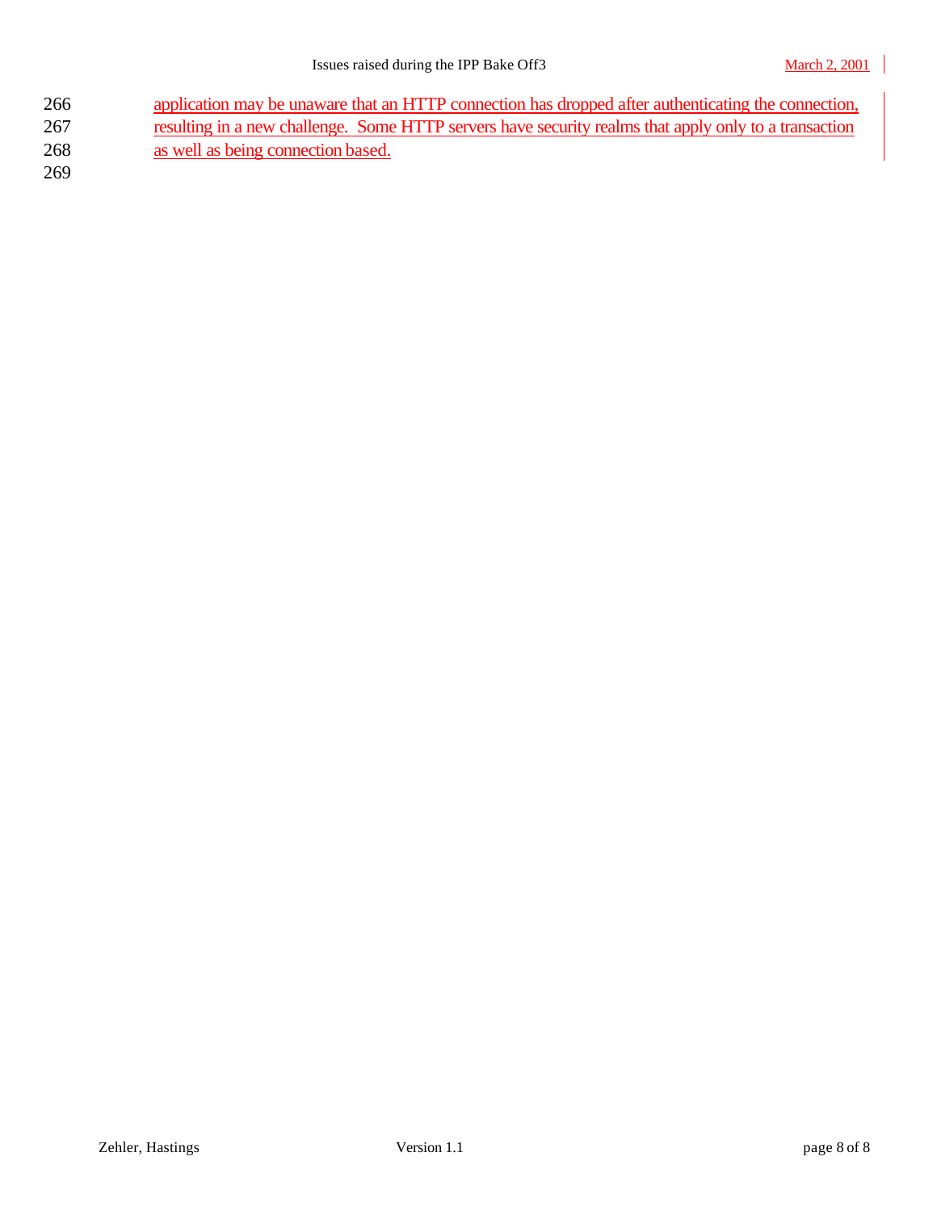application may be unaware that an HTTP connection has dropped after authenticating the connection, resulting in a new challenge. Some HTTP servers have security realms that apply only to a transaction as well as being connection based.